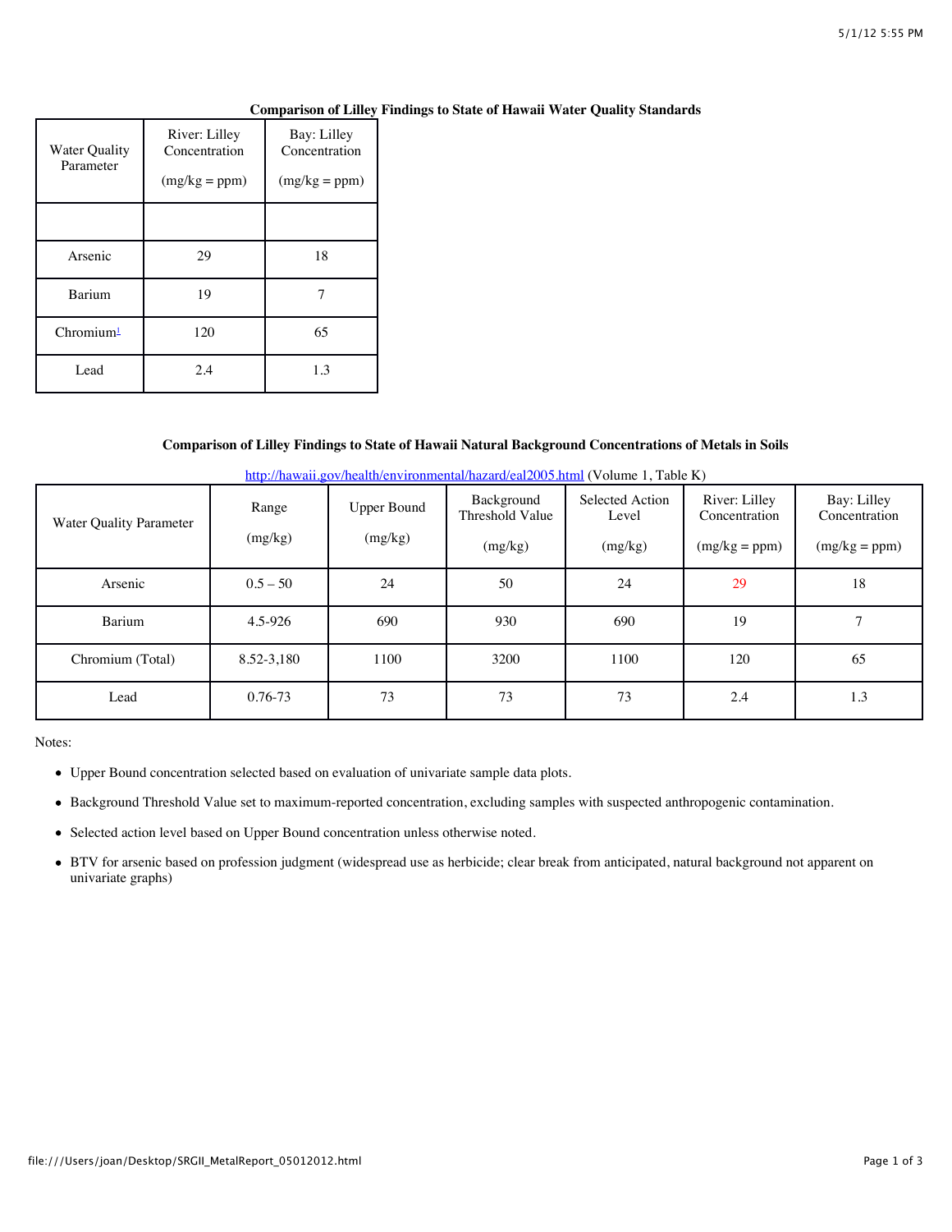### Comparison of Lilley Findings to State of Hawaii Water Quality Standards

| Water Quality Parameter | River: Lilley Concentration (mg/kg = ppm) | Bay: Lilley Concentration (mg/kg = ppm) |
|---|---|---|
| | | |
| Arsenic | 29 | 18 |
| Barium | 19 | 7 |
| Chromium[1] | 120 | 65 |
| Lead | 2.4 | 1.3 |

### Comparison of Lilley Findings to State of Hawaii Natural Background Concentrations of Metals in Soils

http://hawaii.gov/health/environmental/hazard/eal2005.html (Volume 1, Table K)

| Water Quality Parameter | Range (mg/kg) | Upper Bound (mg/kg) | Background Threshold Value (mg/kg) | Selected Action Level (mg/kg) | River: Lilley Concentration (mg/kg = ppm) | Bay: Lilley Concentration (mg/kg = ppm) |
|---|---|---|---|---|---|---|
| Arsenic | 0.5 – 50 | 24 | 50 | 24 | 29 | 18 |
| Barium | 4.5-926 | 690 | 930 | 690 | 19 | 7 |
| Chromium (Total) | 8.52-3,180 | 1100 | 3200 | 1100 | 120 | 65 |
| Lead | 0.76-73 | 73 | 73 | 73 | 2.4 | 1.3 |

Notes:

- Upper Bound concentration selected based on evaluation of univariate sample data plots.
- Background Threshold Value set to maximum-reported concentration, excluding samples with suspected anthropogenic contamination.
- Selected action level based on Upper Bound concentration unless otherwise noted.
- BTV for arsenic based on profession judgment (widespread use as herbicide; clear break from anticipated, natural background not apparent on univariate graphs)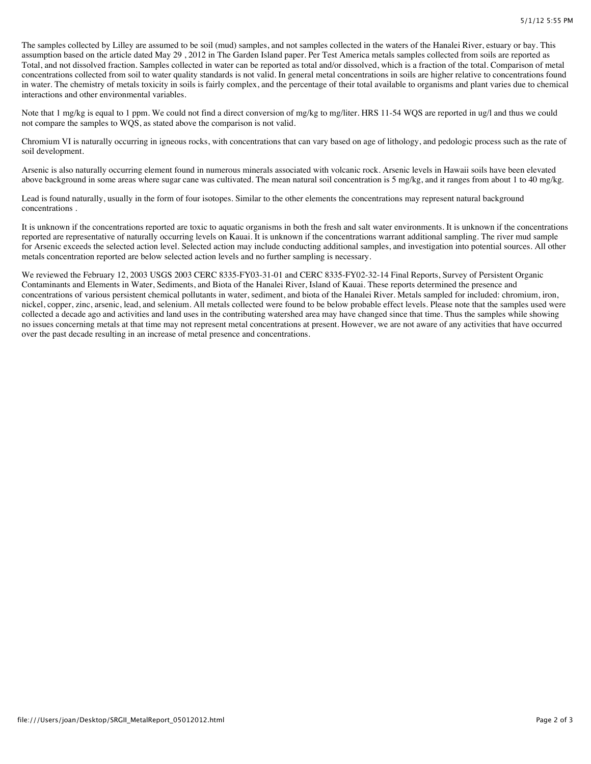The samples collected by Lilley are assumed to be soil (mud) samples, and not samples collected in the waters of the Hanalei River, estuary or bay. This assumption based on the article dated May 29 , 2012 in The Garden Island paper. Per Test America metals samples collected from soils are reported as Total, and not dissolved fraction. Samples collected in water can be reported as total and/or dissolved, which is a fraction of the total. Comparison of metal concentrations collected from soil to water quality standards is not valid. In general metal concentrations in soils are higher relative to concentrations found in water. The chemistry of metals toxicity in soils is fairly complex, and the percentage of their total available to organisms and plant varies due to chemical interactions and other environmental variables.

Note that 1 mg/kg is equal to 1 ppm. We could not find a direct conversion of mg/kg to mg/liter. HRS 11-54 WQS are reported in ug/l and thus we could not compare the samples to WQS, as stated above the comparison is not valid.

Chromium VI is naturally occurring in igneous rocks, with concentrations that can vary based on age of lithology, and pedologic process such as the rate of soil development.

Arsenic is also naturally occurring element found in numerous minerals associated with volcanic rock. Arsenic levels in Hawaii soils have been elevated above background in some areas where sugar cane was cultivated. The mean natural soil concentration is 5 mg/kg, and it ranges from about 1 to 40 mg/kg.

Lead is found naturally, usually in the form of four isotopes. Similar to the other elements the concentrations may represent natural background concentrations .

It is unknown if the concentrations reported are toxic to aquatic organisms in both the fresh and salt water environments. It is unknown if the concentrations reported are representative of naturally occurring levels on Kauai. It is unknown if the concentrations warrant additional sampling. The river mud sample for Arsenic exceeds the selected action level. Selected action may include conducting additional samples, and investigation into potential sources. All other metals concentration reported are below selected action levels and no further sampling is necessary.

We reviewed the February 12, 2003 USGS 2003 CERC 8335-FY03-31-01 and CERC 8335-FY02-32-14 Final Reports, Survey of Persistent Organic Contaminants and Elements in Water, Sediments, and Biota of the Hanalei River, Island of Kauai. These reports determined the presence and concentrations of various persistent chemical pollutants in water, sediment, and biota of the Hanalei River. Metals sampled for included: chromium, iron, nickel, copper, zinc, arsenic, lead, and selenium. All metals collected were found to be below probable effect levels. Please note that the samples used were collected a decade ago and activities and land uses in the contributing watershed area may have changed since that time. Thus the samples while showing no issues concerning metals at that time may not represent metal concentrations at present. However, we are not aware of any activities that have occurred over the past decade resulting in an increase of metal presence and concentrations.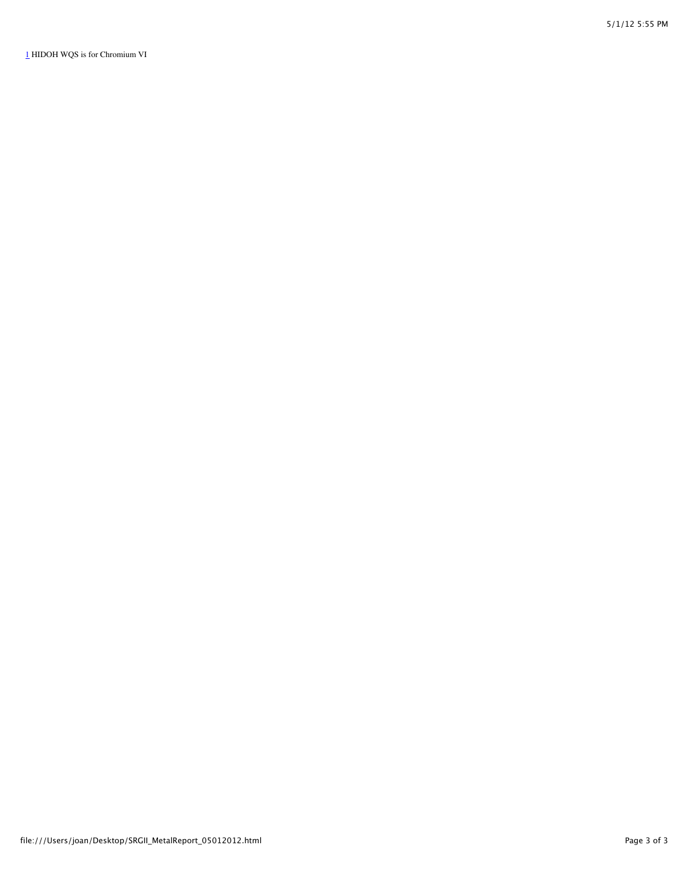[1] HIDOH WQS is for Chromium VI